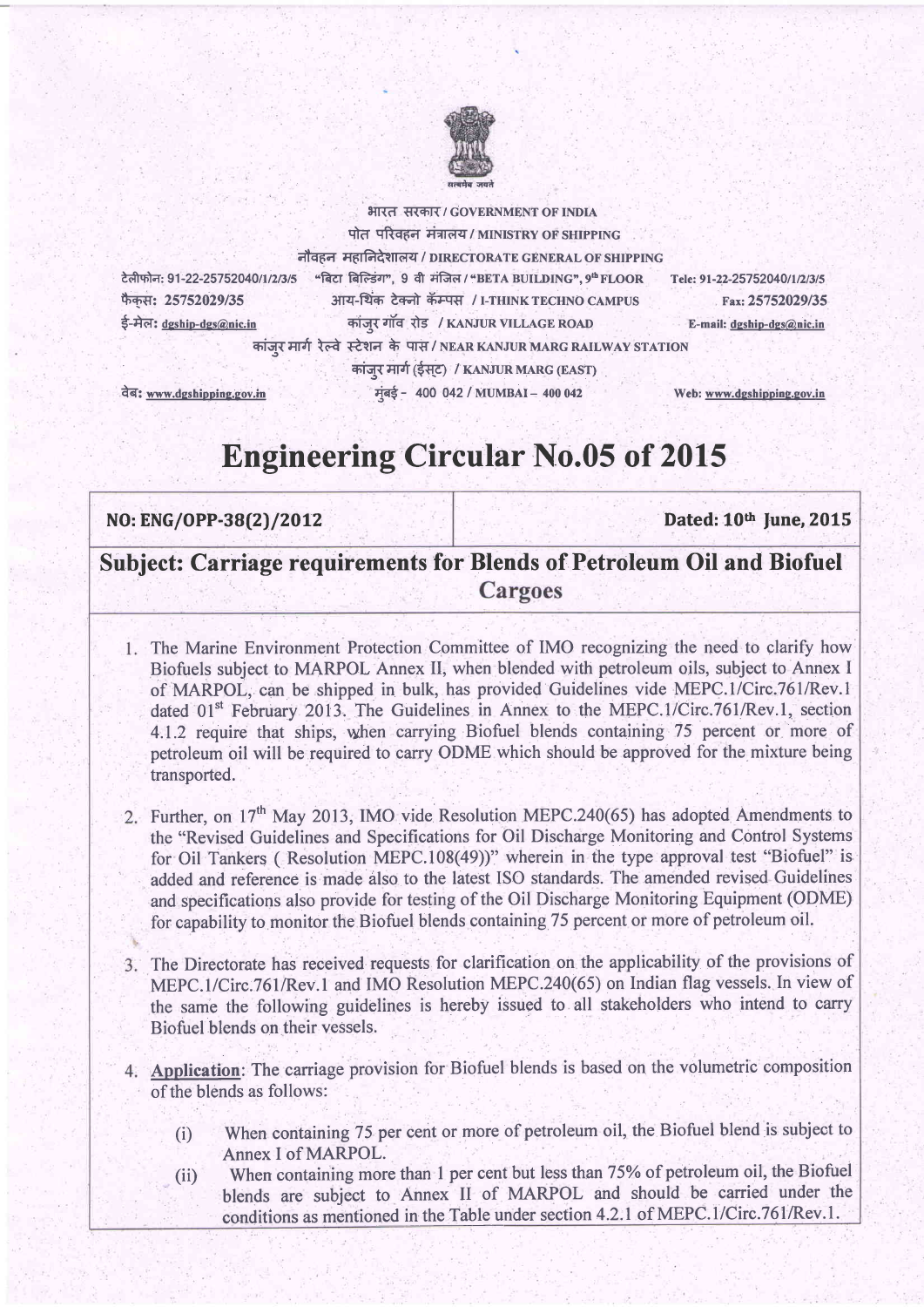सत्यमेव जयते

भारत सरकार / GOVERNMENT OF INDIA

पोत परिवहन मंत्रालय / MINISTRY OF SHIPPING

नौवहन महानिदेशालय / DIRECTORATE GENERAL OF SHIPPING

| | | |
|---|---|---|
| टेलीफोन: 91-22-25752040/1/2/3/5 | "बिटा बिल्डिंग", 9 वी मंजिल / "BETA BUILDING", 9th FLOOR | Tele: 91-22-25752040/1/2/3/5 |
| फैक्स: 25752029/35 | आय-थिंक टेक्नो कॅम्पस / I-THINK TECHNO CAMPUS | Fax: 25752029/35 |
| ई-मेल: dgship-dgs@nic.in | कांजुर गॉव रोड / KANJUR VILLAGE ROAD | E-mail: dgship-dgs@nic.in |
| | कांजुर मार्ग रेल्वे स्टेशन के पास / NEAR KANJUR MARG RAILWAY STATION | |
| | कांजुर मार्ग (ईस्ट) / KANJUR MARG (EAST) | |
| वेब: www.dgshipping.gov.in | मुंबई - 400 042 / MUMBAI – 400 042 | Web: www.dgshipping.gov.in |

# Engineering Circular No.05 of 2015

| NO: ENG/OPP-38(2)/2012 | Dated: 10th June, 2015 |
|---|---|

## Subject: Carriage requirements for Blends of Petroleum Oil and Biofuel Cargoes

1. The Marine Environment Protection Committee of IMO recognizing the need to clarify how Biofuels subject to MARPOL Annex II, when blended with petroleum oils, subject to Annex I of MARPOL, can be shipped in bulk, has provided Guidelines vide MEPC.1/Circ.761/Rev.1 dated 01st February 2013. The Guidelines in Annex to the MEPC.1/Circ.761/Rev.1, section 4.1.2 require that ships, when carrying Biofuel blends containing 75 percent or more of petroleum oil will be required to carry ODME which should be approved for the mixture being transported.

2. Further, on 17th May 2013, IMO vide Resolution MEPC.240(65) has adopted Amendments to the "Revised Guidelines and Specifications for Oil Discharge Monitoring and Control Systems for Oil Tankers ( Resolution MEPC.108(49))" wherein in the type approval test "Biofuel" is added and reference is made also to the latest ISO standards. The amended revised Guidelines and specifications also provide for testing of the Oil Discharge Monitoring Equipment (ODME) for capability to monitor the Biofuel blends containing 75 percent or more of petroleum oil.

3. The Directorate has received requests for clarification on the applicability of the provisions of MEPC.1/Circ.761/Rev.1 and IMO Resolution MEPC.240(65) on Indian flag vessels. In view of the same the following guidelines is hereby issued to all stakeholders who intend to carry Biofuel blends on their vessels.

4. **Application**: The carriage provision for Biofuel blends is based on the volumetric composition of the blends as follows:

   (i) When containing 75 per cent or more of petroleum oil, the Biofuel blend is subject to Annex I of MARPOL.

   (ii) When containing more than 1 per cent but less than 75% of petroleum oil, the Biofuel blends are subject to Annex II of MARPOL and should be carried under the conditions as mentioned in the Table under section 4.2.1 of MEPC.1/Circ.761/Rev.1.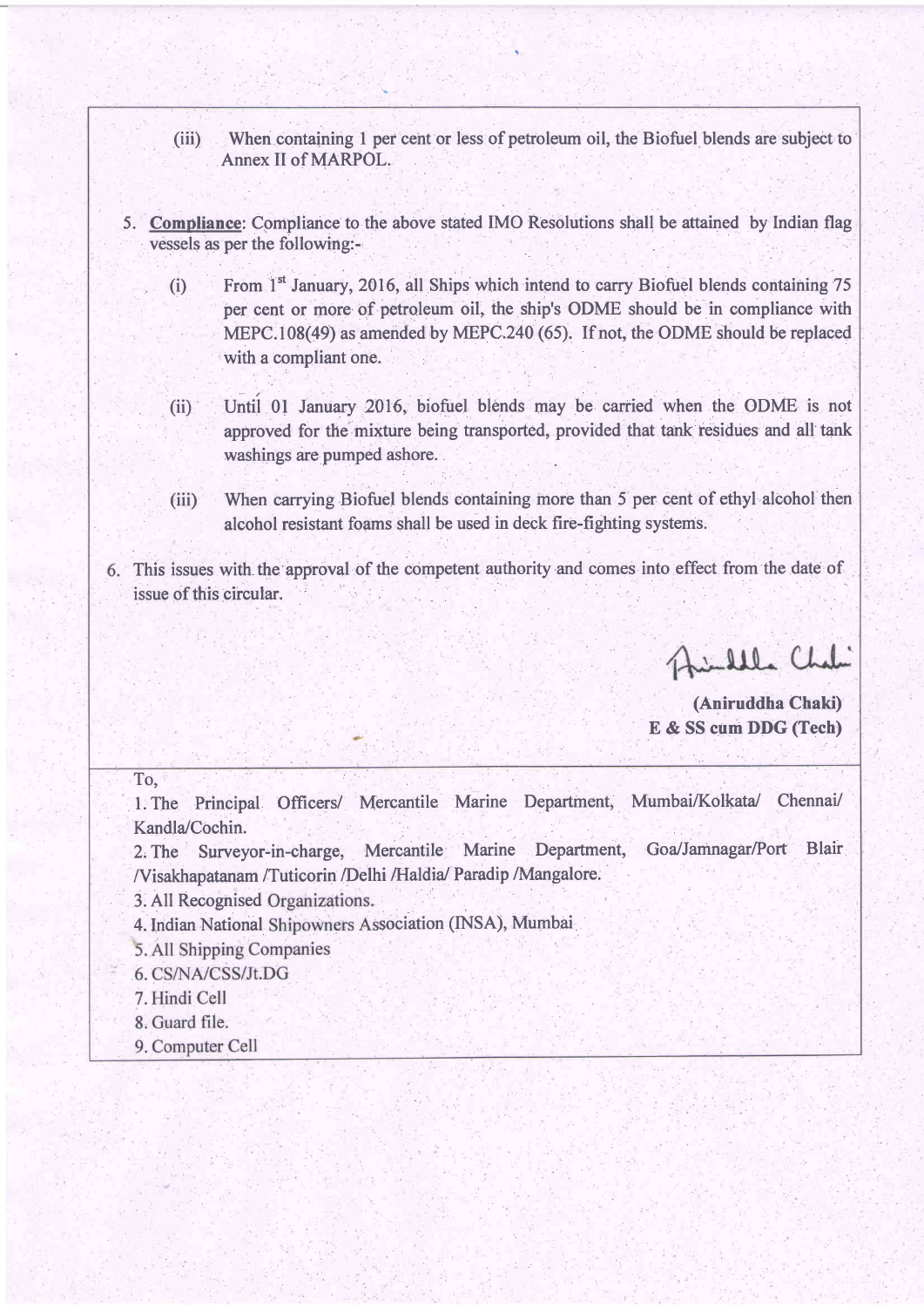(iii) When containing 1 per cent or less of petroleum oil, the Biofuel blends are subject to Annex II of MARPOL.

5. **Compliance**: Compliance to the above stated IMO Resolutions shall be attained by Indian flag vessels as per the following:-

   (i) From 1st January, 2016, all Ships which intend to carry Biofuel blends containing 75 per cent or more of petroleum oil, the ship's ODME should be in compliance with MEPC.108(49) as amended by MEPC.240 (65). If not, the ODME should be replaced with a compliant one.

   (ii) Until 01 January 2016, biofuel blends may be carried when the ODME is not approved for the mixture being transported, provided that tank residues and all tank washings are pumped ashore.

   (iii) When carrying Biofuel blends containing more than 5 per cent of ethyl alcohol then alcohol resistant foams shall be used in deck fire-fighting systems.

6. This issues with the approval of the competent authority and comes into effect from the date of issue of this circular.

**(Aniruddha Chaki)**
**E & SS cum DDG (Tech)**

To,

1. The Principal Officers/ Mercantile Marine Department, Mumbai/Kolkata/ Chennai/ Kandla/Cochin.
2. The Surveyor-in-charge, Mercantile Marine Department, Goa/Jamnagar/Port Blair /Visakhapatanam /Tuticorin /Delhi /Haldia/ Paradip /Mangalore.
3. All Recognised Organizations.
4. Indian National Shipowners Association (INSA), Mumbai
5. All Shipping Companies
6. CS/NA/CSS/Jt.DG
7. Hindi Cell
8. Guard file.
9. Computer Cell